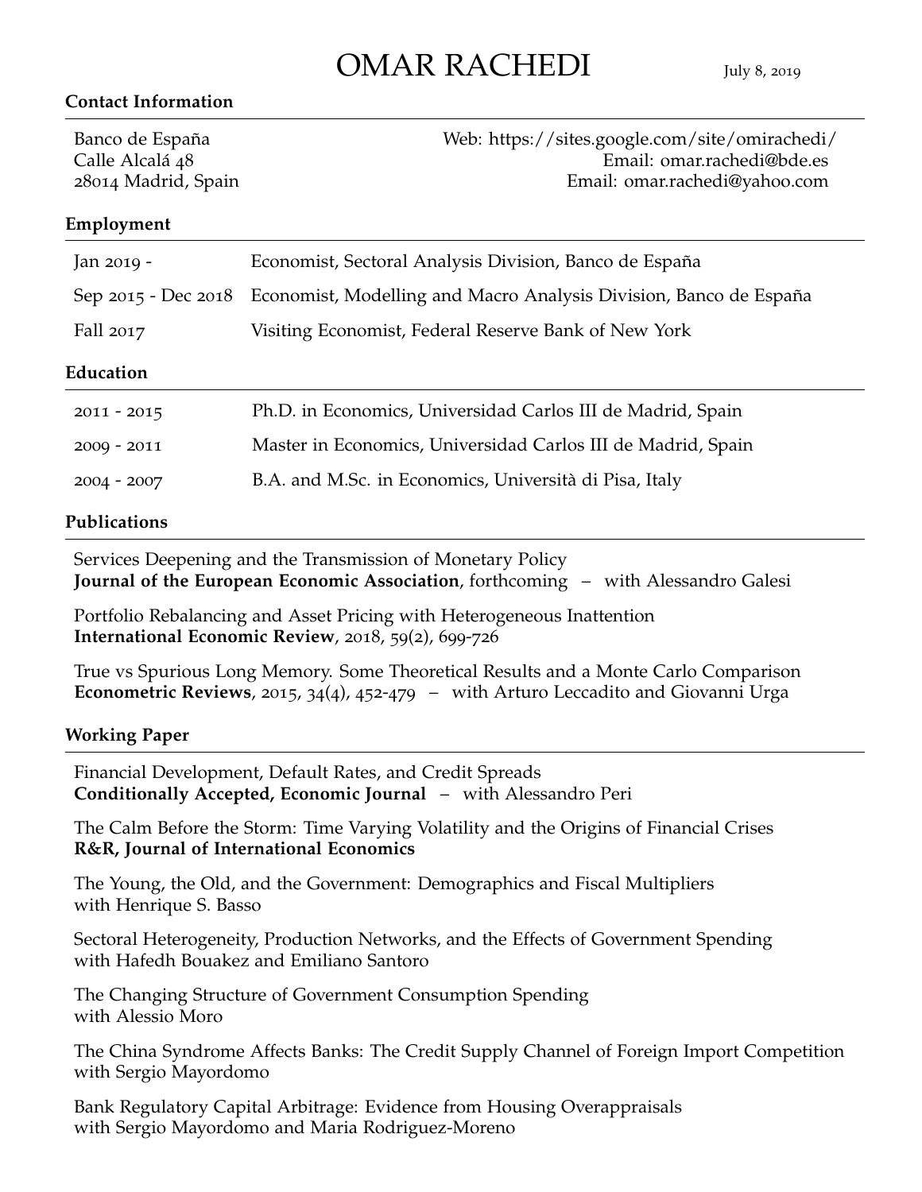# OMAR RACHEDI

July 8, 2019

## Contact Information

Banco de España
Calle Alcalá 48
28014 Madrid, Spain

Web: https://sites.google.com/site/omirachedi/
Email: omar.rachedi@bde.es
Email: omar.rachedi@yahoo.com

## Employment

| | |
|---|---|
| Jan 2019 - | Economist, Sectoral Analysis Division, Banco de España |
| Sep 2015 - Dec 2018 | Economist, Modelling and Macro Analysis Division, Banco de España |
| Fall 2017 | Visiting Economist, Federal Reserve Bank of New York |

## Education

| | |
|---|---|
| 2011 - 2015 | Ph.D. in Economics, Universidad Carlos III de Madrid, Spain |
| 2009 - 2011 | Master in Economics, Universidad Carlos III de Madrid, Spain |
| 2004 - 2007 | B.A. and M.Sc. in Economics, Università di Pisa, Italy |

## Publications

Services Deepening and the Transmission of Monetary Policy
**Journal of the European Economic Association**, forthcoming – with Alessandro Galesi

Portfolio Rebalancing and Asset Pricing with Heterogeneous Inattention
**International Economic Review**, 2018, 59(2), 699-726

True vs Spurious Long Memory. Some Theoretical Results and a Monte Carlo Comparison
**Econometric Reviews**, 2015, 34(4), 452-479 – with Arturo Leccadito and Giovanni Urga

## Working Paper

Financial Development, Default Rates, and Credit Spreads
**Conditionally Accepted, Economic Journal** – with Alessandro Peri

The Calm Before the Storm: Time Varying Volatility and the Origins of Financial Crises
**R&R, Journal of International Economics**

The Young, the Old, and the Government: Demographics and Fiscal Multipliers
with Henrique S. Basso

Sectoral Heterogeneity, Production Networks, and the Effects of Government Spending
with Hafedh Bouakez and Emiliano Santoro

The Changing Structure of Government Consumption Spending
with Alessio Moro

The China Syndrome Affects Banks: The Credit Supply Channel of Foreign Import Competition
with Sergio Mayordomo

Bank Regulatory Capital Arbitrage: Evidence from Housing Overappraisals
with Sergio Mayordomo and Maria Rodriguez-Moreno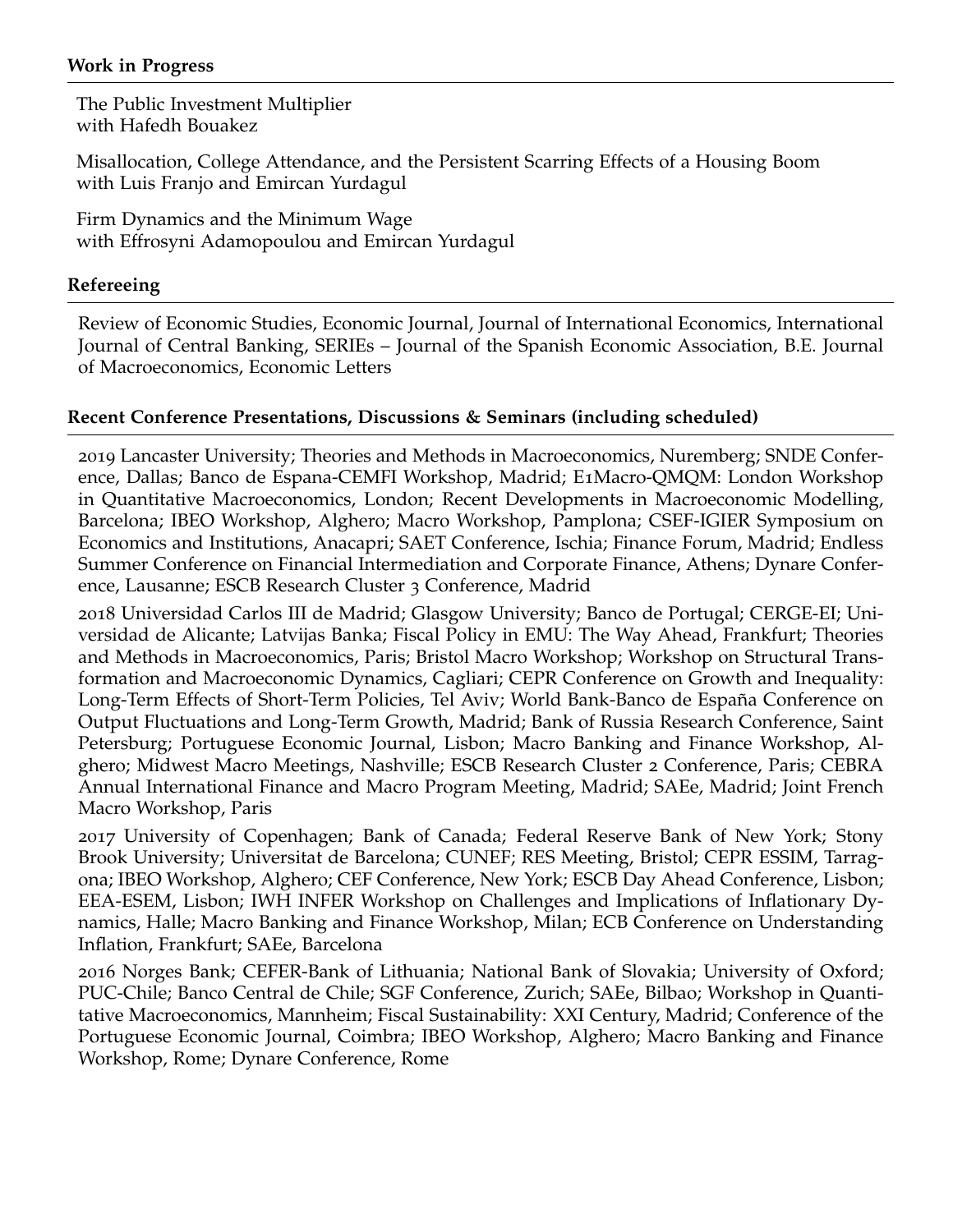## Work in Progress

The Public Investment Multiplier
with Hafedh Bouakez

Misallocation, College Attendance, and the Persistent Scarring Effects of a Housing Boom
with Luis Franjo and Emircan Yurdagul

Firm Dynamics and the Minimum Wage
with Effrosyni Adamopoulou and Emircan Yurdagul

## Refereeing

Review of Economic Studies, Economic Journal, Journal of International Economics, International Journal of Central Banking, SERIEs – Journal of the Spanish Economic Association, B.E. Journal of Macroeconomics, Economic Letters

## Recent Conference Presentations, Discussions & Seminars (including scheduled)

2019 Lancaster University; Theories and Methods in Macroeconomics, Nuremberg; SNDE Conference, Dallas; Banco de Espana-CEMFI Workshop, Madrid; E1Macro-QMQM: London Workshop in Quantitative Macroeconomics, London; Recent Developments in Macroeconomic Modelling, Barcelona; IBEO Workshop, Alghero; Macro Workshop, Pamplona; CSEF-IGIER Symposium on Economics and Institutions, Anacapri; SAET Conference, Ischia; Finance Forum, Madrid; Endless Summer Conference on Financial Intermediation and Corporate Finance, Athens; Dynare Conference, Lausanne; ESCB Research Cluster 3 Conference, Madrid

2018 Universidad Carlos III de Madrid; Glasgow University; Banco de Portugal; CERGE-EI; Universidad de Alicante; Latvijas Banka; Fiscal Policy in EMU: The Way Ahead, Frankfurt; Theories and Methods in Macroeconomics, Paris; Bristol Macro Workshop; Workshop on Structural Transformation and Macroeconomic Dynamics, Cagliari; CEPR Conference on Growth and Inequality: Long-Term Effects of Short-Term Policies, Tel Aviv; World Bank-Banco de España Conference on Output Fluctuations and Long-Term Growth, Madrid; Bank of Russia Research Conference, Saint Petersburg; Portuguese Economic Journal, Lisbon; Macro Banking and Finance Workshop, Alghero; Midwest Macro Meetings, Nashville; ESCB Research Cluster 2 Conference, Paris; CEBRA Annual International Finance and Macro Program Meeting, Madrid; SAEe, Madrid; Joint French Macro Workshop, Paris

2017 University of Copenhagen; Bank of Canada; Federal Reserve Bank of New York; Stony Brook University; Universitat de Barcelona; CUNEF; RES Meeting, Bristol; CEPR ESSIM, Tarragona; IBEO Workshop, Alghero; CEF Conference, New York; ESCB Day Ahead Conference, Lisbon; EEA-ESEM, Lisbon; IWH INFER Workshop on Challenges and Implications of Inflationary Dynamics, Halle; Macro Banking and Finance Workshop, Milan; ECB Conference on Understanding Inflation, Frankfurt; SAEe, Barcelona

2016 Norges Bank; CEFER-Bank of Lithuania; National Bank of Slovakia; University of Oxford; PUC-Chile; Banco Central de Chile; SGF Conference, Zurich; SAEe, Bilbao; Workshop in Quantitative Macroeconomics, Mannheim; Fiscal Sustainability: XXI Century, Madrid; Conference of the Portuguese Economic Journal, Coimbra; IBEO Workshop, Alghero; Macro Banking and Finance Workshop, Rome; Dynare Conference, Rome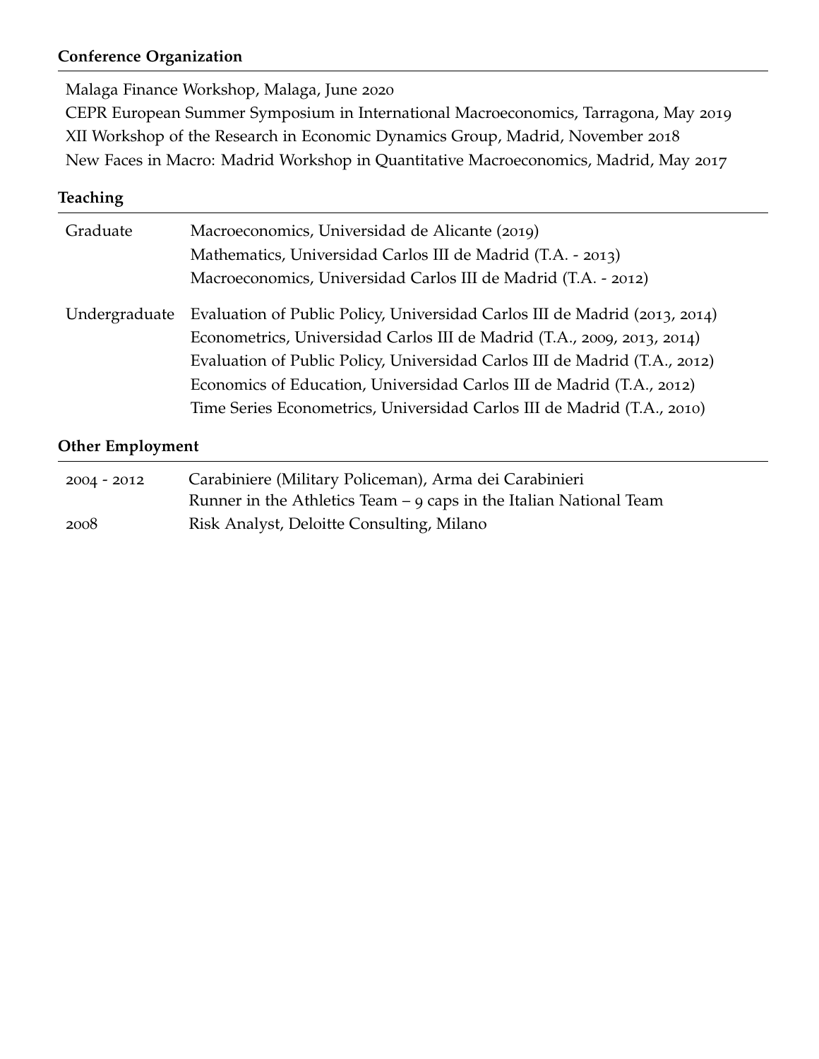## Conference Organization

Malaga Finance Workshop, Malaga, June 2020
CEPR European Summer Symposium in International Macroeconomics, Tarragona, May 2019
XII Workshop of the Research in Economic Dynamics Group, Madrid, November 2018
New Faces in Macro: Madrid Workshop in Quantitative Macroeconomics, Madrid, May 2017

## Teaching

| | |
|---|---|
| Graduate | Macroeconomics, Universidad de Alicante (2019) |
| | Mathematics, Universidad Carlos III de Madrid (T.A. - 2013) |
| | Macroeconomics, Universidad Carlos III de Madrid (T.A. - 2012) |
| Undergraduate | Evaluation of Public Policy, Universidad Carlos III de Madrid (2013, 2014) |
| | Econometrics, Universidad Carlos III de Madrid (T.A., 2009, 2013, 2014) |
| | Evaluation of Public Policy, Universidad Carlos III de Madrid (T.A., 2012) |
| | Economics of Education, Universidad Carlos III de Madrid (T.A., 2012) |
| | Time Series Econometrics, Universidad Carlos III de Madrid (T.A., 2010) |

## Other Employment

| | |
|---|---|
| 2004 - 2012 | Carabiniere (Military Policeman), Arma dei Carabinieri |
| | Runner in the Athletics Team – 9 caps in the Italian National Team |
| 2008 | Risk Analyst, Deloitte Consulting, Milano |